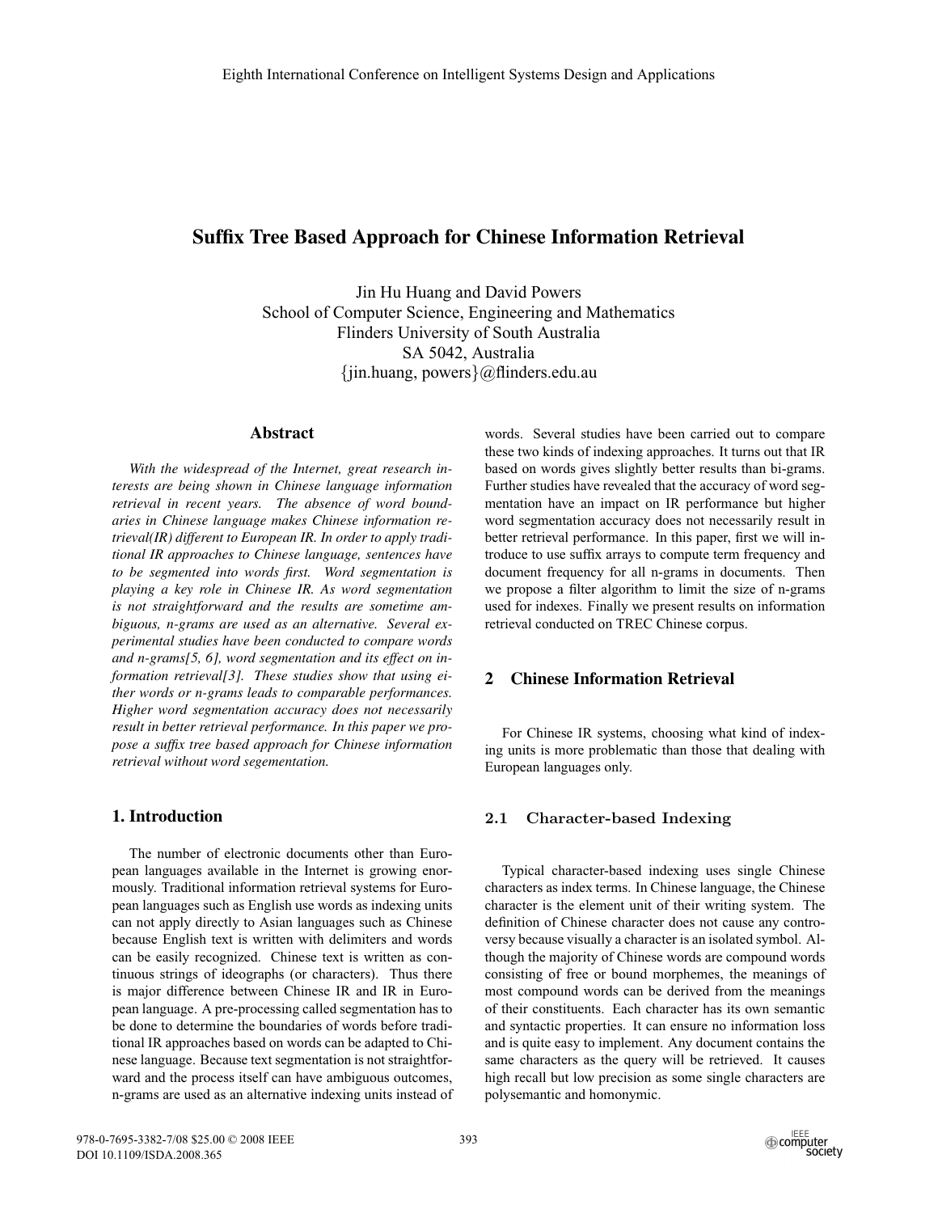# Suffix Tree Based Approach for Chinese Information Retrieval

Jin Hu Huang and David Powers
School of Computer Science, Engineering and Mathematics
Flinders University of South Australia
SA 5042, Australia
{jin.huang, powers}@flinders.edu.au

## Abstract

*With the widespread of the Internet, great research interests are being shown in Chinese language information retrieval in recent years. The absence of word boundaries in Chinese language makes Chinese information retrieval(IR) different to European IR. In order to apply traditional IR approaches to Chinese language, sentences have to be segmented into words first. Word segmentation is playing a key role in Chinese IR. As word segmentation is not straightforward and the results are sometime ambiguous, n-grams are used as an alternative. Several experimental studies have been conducted to compare words and n-grams[5, 6], word segmentation and its effect on information retrieval[3]. These studies show that using either words or n-grams leads to comparable performances. Higher word segmentation accuracy does not necessarily result in better retrieval performance. In this paper we propose a suffix tree based approach for Chinese information retrieval without word segementation.*

## 1. Introduction

The number of electronic documents other than European languages available in the Internet is growing enormously. Traditional information retrieval systems for European languages such as English use words as indexing units can not apply directly to Asian languages such as Chinese because English text is written with delimiters and words can be easily recognized. Chinese text is written as continuous strings of ideographs (or characters). Thus there is major difference between Chinese IR and IR in European language. A pre-processing called segmentation has to be done to determine the boundaries of words before traditional IR approaches based on words can be adapted to Chinese language. Because text segmentation is not straightforward and the process itself can have ambiguous outcomes, n-grams are used as an alternative indexing units instead of words. Several studies have been carried out to compare these two kinds of indexing approaches. It turns out that IR based on words gives slightly better results than bi-grams. Further studies have revealed that the accuracy of word segmentation have an impact on IR performance but higher word segmentation accuracy does not necessarily result in better retrieval performance. In this paper, first we will introduce to use suffix arrays to compute term frequency and document frequency for all n-grams in documents. Then we propose a filter algorithm to limit the size of n-grams used for indexes. Finally we present results on information retrieval conducted on TREC Chinese corpus.

## 2 Chinese Information Retrieval

For Chinese IR systems, choosing what kind of indexing units is more problematic than those that dealing with European languages only.

### 2.1 Character-based Indexing

Typical character-based indexing uses single Chinese characters as index terms. In Chinese language, the Chinese character is the element unit of their writing system. The definition of Chinese character does not cause any controversy because visually a character is an isolated symbol. Although the majority of Chinese words are compound words consisting of free or bound morphemes, the meanings of most compound words can be derived from the meanings of their constituents. Each character has its own semantic and syntactic properties. It can ensure no information loss and is quite easy to implement. Any document contains the same characters as the query will be retrieved. It causes high recall but low precision as some single characters are polysemantic and homonymic.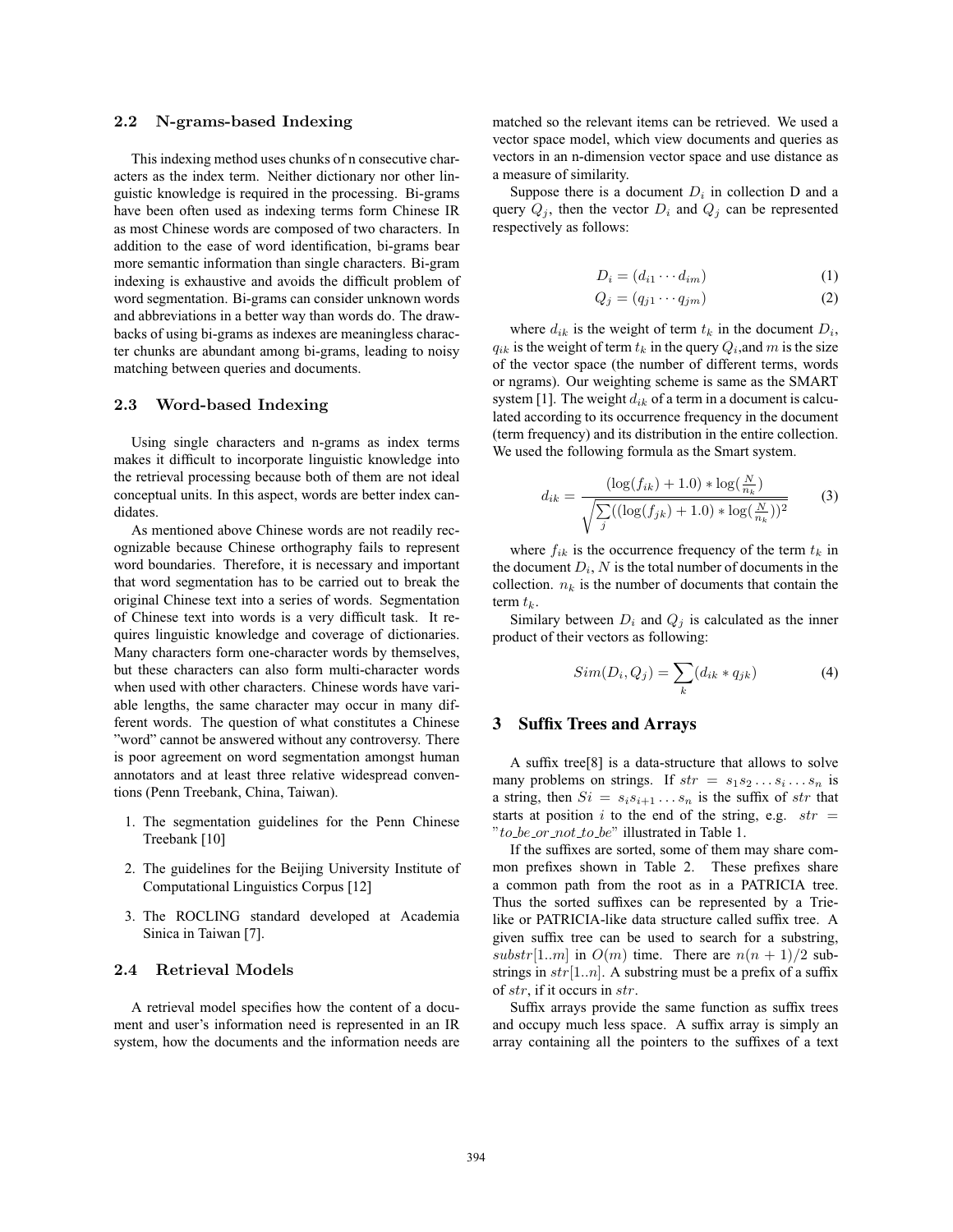### 2.2 N-grams-based Indexing

This indexing method uses chunks of n consecutive characters as the index term. Neither dictionary nor other linguistic knowledge is required in the processing. Bi-grams have been often used as indexing terms form Chinese IR as most Chinese words are composed of two characters. In addition to the ease of word identification, bi-grams bear more semantic information than single characters. Bi-gram indexing is exhaustive and avoids the difficult problem of word segmentation. Bi-grams can consider unknown words and abbreviations in a better way than words do. The drawbacks of using bi-grams as indexes are meaningless character chunks are abundant among bi-grams, leading to noisy matching between queries and documents.

### 2.3 Word-based Indexing

Using single characters and n-grams as index terms makes it difficult to incorporate linguistic knowledge into the retrieval processing because both of them are not ideal conceptual units. In this aspect, words are better index candidates.

As mentioned above Chinese words are not readily recognizable because Chinese orthography fails to represent word boundaries. Therefore, it is necessary and important that word segmentation has to be carried out to break the original Chinese text into a series of words. Segmentation of Chinese text into words is a very difficult task. It requires linguistic knowledge and coverage of dictionaries. Many characters form one-character words by themselves, but these characters can also form multi-character words when used with other characters. Chinese words have variable lengths, the same character may occur in many different words. The question of what constitutes a Chinese "word" cannot be answered without any controversy. There is poor agreement on word segmentation amongst human annotators and at least three relative widespread conventions (Penn Treebank, China, Taiwan).

1. The segmentation guidelines for the Penn Chinese Treebank [10]
2. The guidelines for the Beijing University Institute of Computational Linguistics Corpus [12]
3. The ROCLING standard developed at Academia Sinica in Taiwan [7].

### 2.4 Retrieval Models

A retrieval model specifies how the content of a document and user's information need is represented in an IR system, how the documents and the information needs are matched so the relevant items can be retrieved. We used a vector space model, which view documents and queries as vectors in an n-dimension vector space and use distance as a measure of similarity.

Suppose there is a document $D_i$ in collection D and a query $Q_j$, then the vector $D_i$ and $Q_j$ can be represented respectively as follows:

$$D_i = (d_{i1} \cdots d_{im}) \tag{1}$$

$$Q_j = (q_{j1} \cdots q_{jm}) \tag{2}$$

where $d_{ik}$ is the weight of term $t_k$ in the document $D_i$, $q_{ik}$ is the weight of term $t_k$ in the query $Q_i$,and $m$ is the size of the vector space (the number of different terms, words or ngrams). Our weighting scheme is same as the SMART system [1]. The weight $d_{ik}$ of a term in a document is calculated according to its occurrence frequency in the document (term frequency) and its distribution in the entire collection. We used the following formula as the Smart system.

$$d_{ik} = \frac{(\log(f_{ik}) + 1.0) * \log(\frac{N}{n_k})}{\sqrt{\sum_j ((\log(f_{jk}) + 1.0) * \log(\frac{N}{n_k}))^2}} \tag{3}$$

where $f_{ik}$ is the occurrence frequency of the term $t_k$ in the document $D_i$, $N$ is the total number of documents in the collection. $n_k$ is the number of documents that contain the term $t_k$.

Similary between $D_i$ and $Q_j$ is calculated as the inner product of their vectors as following:

$$Sim(D_i, Q_j) = \sum_k (d_{ik} * q_{jk}) \tag{4}$$

## 3 Suffix Trees and Arrays

A suffix tree[8] is a data-structure that allows to solve many problems on strings. If $str = s_1 s_2 \ldots s_i \ldots s_n$ is a string, then $Si = s_i s_{i+1} \ldots s_n$ is the suffix of $str$ that starts at position $i$ to the end of the string, e.g. $str =$ "*to_be_or_not_to_be*" illustrated in Table 1.

If the suffixes are sorted, some of them may share common prefixes shown in Table 2. These prefixes share a common path from the root as in a PATRICIA tree. Thus the sorted suffixes can be represented by a Trie-like or PATRICIA-like data structure called suffix tree. A given suffix tree can be used to search for a substring, $substr[1..m]$ in $O(m)$ time. There are $n(n+1)/2$ substrings in $str[1..n]$. A substring must be a prefix of a suffix of $str$, if it occurs in $str$.

Suffix arrays provide the same function as suffix trees and occupy much less space. A suffix array is simply an array containing all the pointers to the suffixes of a text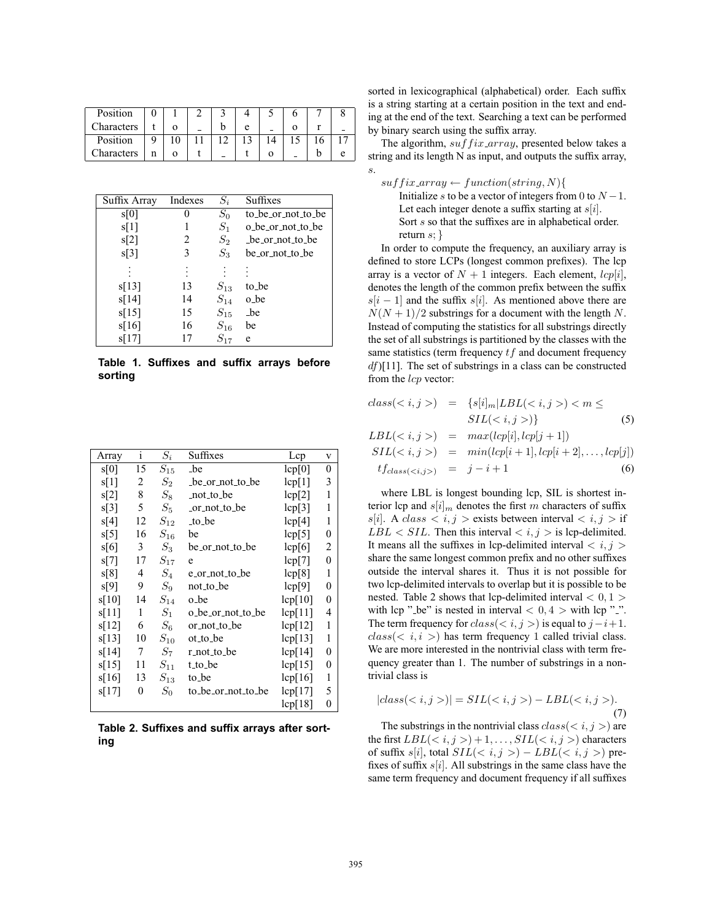| Position | 0 | 1 | 2 | 3 | 4 | 5 | 6 | 7 | 8 |
|---|---|---|---|---|---|---|---|---|---|
| Characters | t | o | _ | b | e | _ | o | r | _ |
| Position | 9 | 10 | 11 | 12 | 13 | 14 | 15 | 16 | 17 |
| Characters | n | o | t | _ | t | o | _ | b | e |

| Suffix Array | Indexes | $S_i$ | Suffixes |
|---|---|---|---|
| s[0] | 0 | $S_0$ | to_be_or_not_to_be |
| s[1] | 1 | $S_1$ | o_be_or_not_to_be |
| s[2] | 2 | $S_2$ | _be_or_not_to_be |
| s[3] | 3 | $S_3$ | be_or_not_to_be |
| ⋮ | ⋮ | ⋮ | ⋮ |
| s[13] | 13 | $S_{13}$ | to_be |
| s[14] | 14 | $S_{14}$ | o_be |
| s[15] | 15 | $S_{15}$ | _be |
| s[16] | 16 | $S_{16}$ | be |
| s[17] | 17 | $S_{17}$ | e |

**Table 1. Suffixes and suffix arrays before sorting**

| Array | i | $S_i$ | Suffixes | Lcp | v |
|---|---|---|---|---|---|
| s[0] | 15 | $S_{15}$ | _be | lcp[0] | 0 |
| s[1] | 2 | $S_2$ | _be_or_not_to_be | lcp[1] | 3 |
| s[2] | 8 | $S_8$ | _not_to_be | lcp[2] | 1 |
| s[3] | 5 | $S_5$ | _or_not_to_be | lcp[3] | 1 |
| s[4] | 12 | $S_{12}$ | _to_be | lcp[4] | 1 |
| s[5] | 16 | $S_{16}$ | be | lcp[5] | 0 |
| s[6] | 3 | $S_3$ | be_or_not_to_be | lcp[6] | 2 |
| s[7] | 17 | $S_{17}$ | e | lcp[7] | 0 |
| s[8] | 4 | $S_4$ | e_or_not_to_be | lcp[8] | 1 |
| s[9] | 9 | $S_9$ | not_to_be | lcp[9] | 0 |
| s[10] | 14 | $S_{14}$ | o_be | lcp[10] | 0 |
| s[11] | 1 | $S_1$ | o_be_or_not_to_be | lcp[11] | 4 |
| s[12] | 6 | $S_6$ | or_not_to_be | lcp[12] | 1 |
| s[13] | 10 | $S_{10}$ | ot_to_be | lcp[13] | 1 |
| s[14] | 7 | $S_7$ | r_not_to_be | lcp[14] | 0 |
| s[15] | 11 | $S_{11}$ | t_to_be | lcp[15] | 0 |
| s[16] | 13 | $S_{13}$ | to_be | lcp[16] | 1 |
| s[17] | 0 | $S_0$ | to_be_or_not_to_be | lcp[17] | 5 |
| | | | | lcp[18] | 0 |

**Table 2. Suffixes and suffix arrays after sorting**

sorted in lexicographical (alphabetical) order. Each suffix is a string starting at a certain position in the text and ending at the end of the text. Searching a text can be performed by binary search using the suffix array.

The algorithm, $suffix\_array$, presented below takes a string and its length N as input, and outputs the suffix array, $s$.

$suffix\_array \leftarrow function(string, N)\{$

Initialize $s$ to be a vector of integers from 0 to $N-1$.
Let each integer denote a suffix starting at $s[i]$.
Sort $s$ so that the suffixes are in alphabetical order.
return $s;\}$

In order to compute the frequency, an auxiliary array is defined to store LCPs (longest common prefixes). The lcp array is a vector of $N+1$ integers. Each element, $lcp[i]$, denotes the length of the common prefix between the suffix $s[i-1]$ and the suffix $s[i]$. As mentioned above there are $N(N+1)/2$ substrings for a document with the length $N$. Instead of computing the statistics for all substrings directly the set of all substrings is partitioned by the classes with the same statistics (term frequency $tf$ and document frequency $df$)[11]. The set of substrings in a class can be constructed from the $lcp$ vector:

$$class(<i,j>) = \{s[i]_m | LBL(<i,j>) < m \leq SIL(<i,j>)\} \quad (5)$$

$$LBL(<i,j>) = max(lcp[i], lcp[j+1])$$

$$SIL(<i,j>) = min(lcp[i+1], lcp[i+2], \ldots, lcp[j])$$

$$tf_{class(<i,j>)} = j-i+1 \quad (6)$$

where LBL is longest bounding lcp, SIL is shortest interior lcp and $s[i]_m$ denotes the first $m$ characters of suffix $s[i]$. A $class <i,j>$ exists between interval $<i,j>$ if $LBL < SIL$. Then this interval $<i,j>$ is lcp-delimited. It means all the suffixes in lcp-delimited interval $<i,j>$ share the same longest common prefix and no other suffixes outside the interval shares it. Thus it is not possible for two lcp-delimited intervals to overlap but it is possible to be nested. Table 2 shows that lcp-delimited interval $<0,1>$ with lcp "_be" is nested in interval $<0,4>$ with lcp "_". The term frequency for $class(<i,j>)$ is equal to $j-i+1$. $class(<i,i>)$ has term frequency 1 called trivial class. We are more interested in the nontrivial class with term frequency greater than 1. The number of substrings in a nontrivial class is

$$|class(<i,j>)| = SIL(<i,j>) - LBL(<i,j>). \quad (7)$$

The substrings in the nontrivial class $class(<i,j>)$ are the first $LBL(<i,j>)+1, \ldots, SIL(<i,j>)$ characters of suffix $s[i]$, total $SIL(<i,j>) - LBL(<i,j>)$ prefixes of suffix $s[i]$. All substrings in the same class have the same term frequency and document frequency if all suffixes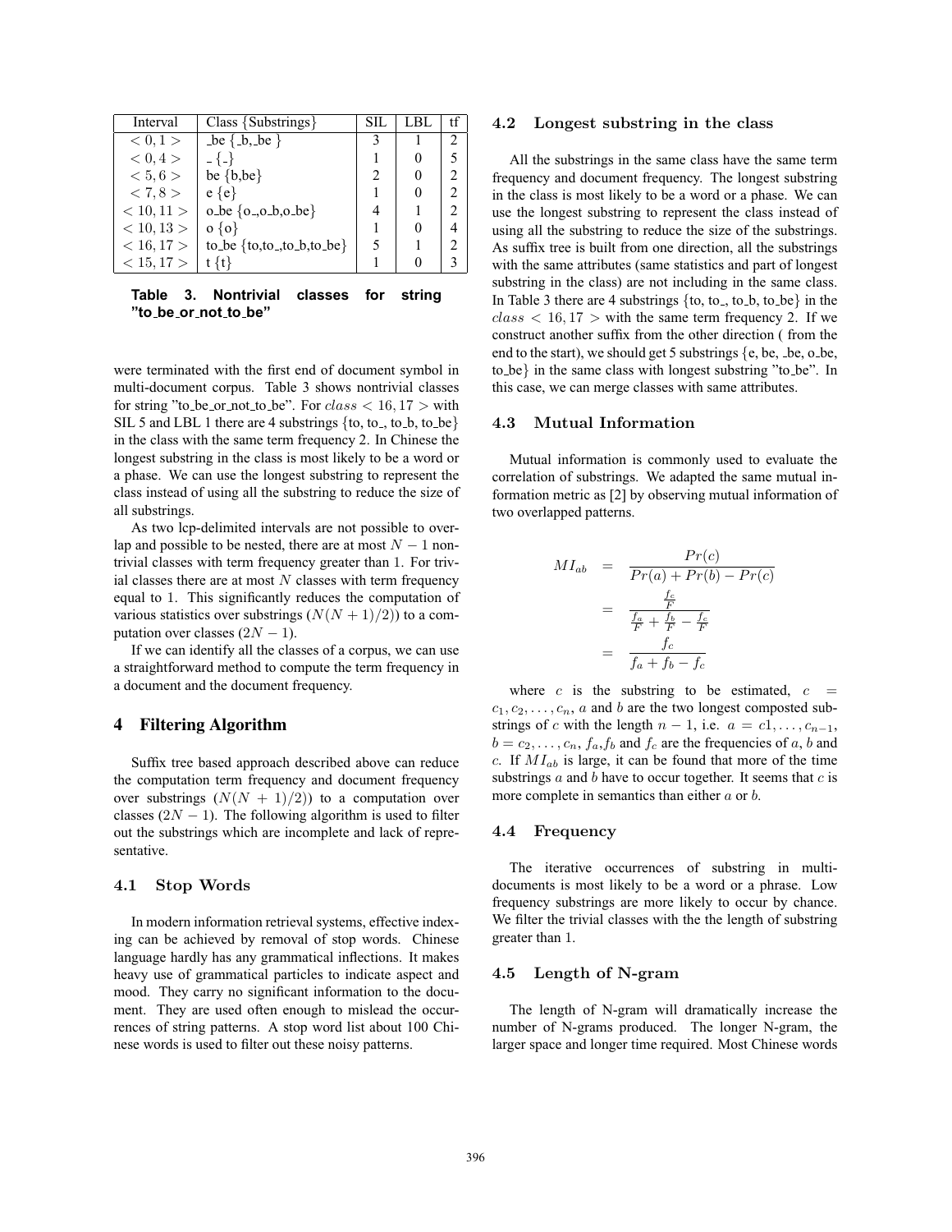| Interval | Class {Substrings} | SIL | LBL | tf |
|---|---|---|---|---|
| $< 0, 1 >$ | _be { _b, _be } | 3 | 1 | 2 |
| $< 0, 4 >$ | _ {_} | 1 | 0 | 5 |
| $< 5, 6 >$ | be {b,be} | 2 | 0 | 2 |
| $< 7, 8 >$ | e {e} | 1 | 0 | 2 |
| $< 10, 11 >$ | o_be {o_,o_b,o_be} | 4 | 1 | 2 |
| $< 10, 13 >$ | o {o} | 1 | 0 | 4 |
| $< 16, 17 >$ | to_be {to,to_,to_b,to_be} | 5 | 1 | 2 |
| $< 15, 17 >$ | t {t} | 1 | 0 | 3 |

**Table 3. Nontrivial classes for string "to_be_or_not_to_be"**

were terminated with the first end of document symbol in multi-document corpus. Table 3 shows nontrivial classes for string "to_be_or_not_to_be". For $class < 16, 17 >$ with SIL 5 and LBL 1 there are 4 substrings {to, to_, to_b, to_be} in the class with the same term frequency 2. In Chinese the longest substring in the class is most likely to be a word or a phase. We can use the longest substring to represent the class instead of using all the substring to reduce the size of all substrings.

As two lcp-delimited intervals are not possible to overlap and possible to be nested, there are at most $N - 1$ nontrivial classes with term frequency greater than 1. For trivial classes there are at most $N$ classes with term frequency equal to 1. This significantly reduces the computation of various statistics over substrings ($N(N + 1)/2$)) to a computation over classes ($2N - 1$).

If we can identify all the classes of a corpus, we can use a straightforward method to compute the term frequency in a document and the document frequency.

## 4 Filtering Algorithm

Suffix tree based approach described above can reduce the computation term frequency and document frequency over substrings ($N(N + 1)/2$)) to a computation over classes ($2N - 1$). The following algorithm is used to filter out the substrings which are incomplete and lack of representative.

### 4.1 Stop Words

In modern information retrieval systems, effective indexing can be achieved by removal of stop words. Chinese language hardly has any grammatical inflections. It makes heavy use of grammatical particles to indicate aspect and mood. They carry no significant information to the document. They are used often enough to mislead the occurrences of string patterns. A stop word list about 100 Chinese words is used to filter out these noisy patterns.

### 4.2 Longest substring in the class

All the substrings in the same class have the same term frequency and document frequency. The longest substring in the class is most likely to be a word or a phase. We can use the longest substring to represent the class instead of using all the substring to reduce the size of the substrings. As suffix tree is built from one direction, all the substrings with the same attributes (same statistics and part of longest substring in the class) are not including in the same class. In Table 3 there are 4 substrings {to, to_, to_b, to_be} in the $class < 16, 17 >$ with the same term frequency 2. If we construct another suffix from the other direction ( from the end to the start), we should get 5 substrings {e, be, _be, o_be, to_be} in the same class with longest substring "to_be". In this case, we can merge classes with same attributes.

### 4.3 Mutual Information

Mutual information is commonly used to evaluate the correlation of substrings. We adapted the same mutual information metric as [2] by observing mutual information of two overlapped patterns.

$$
\begin{aligned}
MI_{ab} &= \frac{Pr(c)}{Pr(a) + Pr(b) - Pr(c)} \\
&= \frac{\frac{f_c}{F}}{\frac{f_a}{F} + \frac{f_b}{F} - \frac{f_c}{F}} \\
&= \frac{f_c}{f_a + f_b - f_c}
\end{aligned}
$$

where $c$ is the substring to be estimated, $c = c_1, c_2, \ldots, c_n$, $a$ and $b$ are the two longest composted substrings of $c$ with the length $n - 1$, i.e. $a = c1, \ldots, c_{n-1}$, $b = c_2, \ldots, c_n$, $f_a$,$f_b$ and $f_c$ are the frequencies of $a$, $b$ and $c$. If $MI_{ab}$ is large, it can be found that more of the time substrings $a$ and $b$ have to occur together. It seems that $c$ is more complete in semantics than either $a$ or $b$.

### 4.4 Frequency

The iterative occurrences of substring in multi-documents is most likely to be a word or a phrase. Low frequency substrings are more likely to occur by chance. We filter the trivial classes with the the length of substring greater than 1.

### 4.5 Length of N-gram

The length of N-gram will dramatically increase the number of N-grams produced. The longer N-gram, the larger space and longer time required. Most Chinese words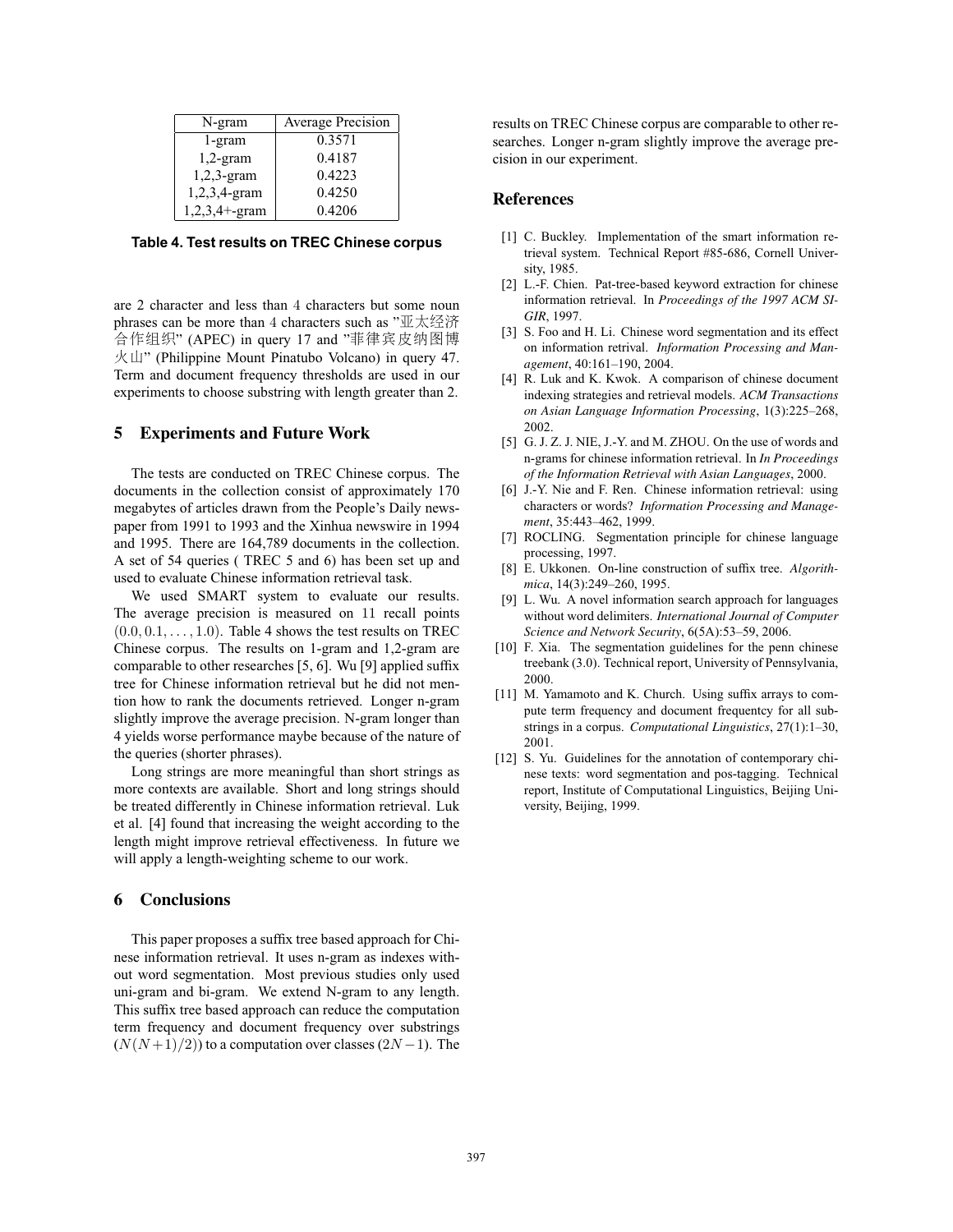| N-gram | Average Precision |
|---|---|
| 1-gram | 0.3571 |
| 1,2-gram | 0.4187 |
| 1,2,3-gram | 0.4223 |
| 1,2,3,4-gram | 0.4250 |
| 1,2,3,4+-gram | 0.4206 |

**Table 4. Test results on TREC Chinese corpus**

are 2 character and less than $4$ characters but some noun phrases can be more than $4$ characters such as "亚太经济合作组织" (APEC) in query 17 and "菲律宾皮纳图博火山" (Philippine Mount Pinatubo Volcano) in query 47. Term and document frequency thresholds are used in our experiments to choose substring with length greater than 2.

## 5 Experiments and Future Work

The tests are conducted on TREC Chinese corpus. The documents in the collection consist of approximately 170 megabytes of articles drawn from the People's Daily newspaper from 1991 to 1993 and the Xinhua newswire in 1994 and 1995. There are 164,789 documents in the collection. A set of 54 queries ( TREC 5 and 6) has been set up and used to evaluate Chinese information retrieval task.

We used SMART system to evaluate our results. The average precision is measured on 11 recall points $(0.0, 0.1, \ldots, 1.0)$. Table 4 shows the test results on TREC Chinese corpus. The results on 1-gram and 1,2-gram are comparable to other researches [5, 6]. Wu [9] applied suffix tree for Chinese information retrieval but he did not mention how to rank the documents retrieved. Longer n-gram slightly improve the average precision. N-gram longer than 4 yields worse performance maybe because of the nature of the queries (shorter phrases).

Long strings are more meaningful than short strings as more contexts are available. Short and long strings should be treated differently in Chinese information retrieval. Luk et al. [4] found that increasing the weight according to the length might improve retrieval effectiveness. In future we will apply a length-weighting scheme to our work.

## 6 Conclusions

This paper proposes a suffix tree based approach for Chinese information retrieval. It uses n-gram as indexes without word segmentation. Most previous studies only used uni-gram and bi-gram. We extend N-gram to any length. This suffix tree based approach can reduce the computation term frequency and document frequency over substrings $(N(N+1)/2))$ to a computation over classes $(2N-1)$. The results on TREC Chinese corpus are comparable to other researches. Longer n-gram slightly improve the average precision in our experiment.

## References

[1] C. Buckley. Implementation of the smart information retrieval system. Technical Report #85-686, Cornell University, 1985.

[2] L.-F. Chien. Pat-tree-based keyword extraction for chinese information retrieval. In *Proceedings of the 1997 ACM SIGIR*, 1997.

[3] S. Foo and H. Li. Chinese word segmentation and its effect on information retrival. *Information Processing and Management*, 40:161–190, 2004.

[4] R. Luk and K. Kwok. A comparison of chinese document indexing strategies and retrieval models. *ACM Transactions on Asian Language Information Processing*, 1(3):225–268, 2002.

[5] G. J. Z. J. NIE, J.-Y. and M. ZHOU. On the use of words and n-grams for chinese information retrieval. In *In Proceedings of the Information Retrieval with Asian Languages*, 2000.

[6] J.-Y. Nie and F. Ren. Chinese information retrieval: using characters or words? *Information Processing and Management*, 35:443–462, 1999.

[7] ROCLING. Segmentation principle for chinese language processing, 1997.

[8] E. Ukkonen. On-line construction of suffix tree. *Algorithmica*, 14(3):249–260, 1995.

[9] L. Wu. A novel information search approach for languages without word delimiters. *International Journal of Computer Science and Network Security*, 6(5A):53–59, 2006.

[10] F. Xia. The segmentation guidelines for the penn chinese treebank (3.0). Technical report, University of Pennsylvania, 2000.

[11] M. Yamamoto and K. Church. Using suffix arrays to compute term frequency and document frequentcy for all substrings in a corpus. *Computational Linguistics*, 27(1):1–30, 2001.

[12] S. Yu. Guidelines for the annotation of contemporary chinese texts: word segmentation and pos-tagging. Technical report, Institute of Computational Linguistics, Beijing University, Beijing, 1999.